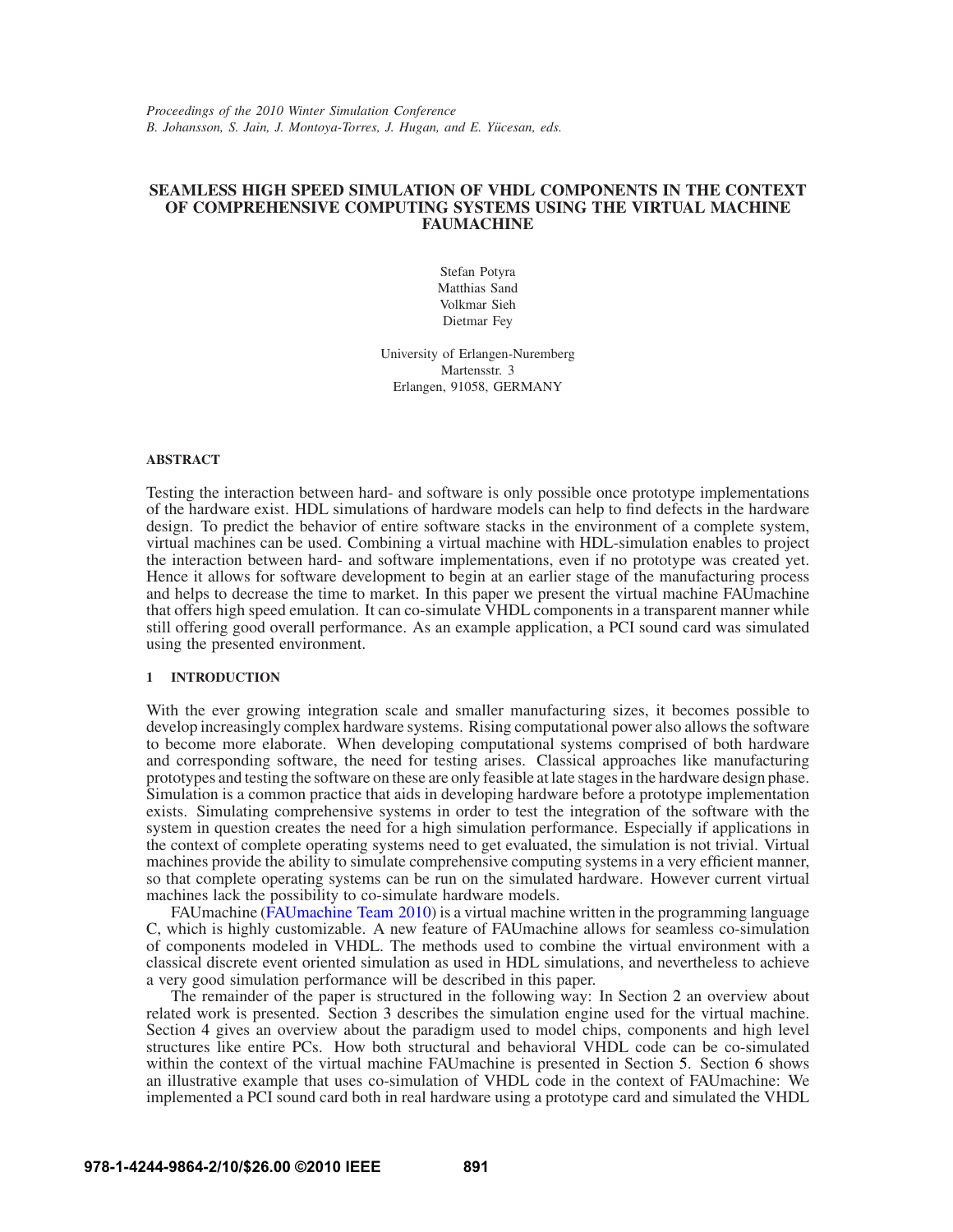# SEAMLESS HIGH SPEED SIMULATION OF VHDL COMPONENTS IN THE CONTEXT OF COMPREHENSIVE COMPUTING SYSTEMS USING THE VIRTUAL MACHINE FAUMACHINE

Stefan Potyra
Matthias Sand
Volkmar Sieh
Dietmar Fey

University of Erlangen-Nuremberg
Martensstr. 3
Erlangen, 91058, GERMANY

## ABSTRACT

Testing the interaction between hard- and software is only possible once prototype implementations of the hardware exist. HDL simulations of hardware models can help to find defects in the hardware design. To predict the behavior of entire software stacks in the environment of a complete system, virtual machines can be used. Combining a virtual machine with HDL-simulation enables to project the interaction between hard- and software implementations, even if no prototype was created yet. Hence it allows for software development to begin at an earlier stage of the manufacturing process and helps to decrease the time to market. In this paper we present the virtual machine FAUmachine that offers high speed emulation. It can co-simulate VHDL components in a transparent manner while still offering good overall performance. As an example application, a PCI sound card was simulated using the presented environment.

## 1 INTRODUCTION

With the ever growing integration scale and smaller manufacturing sizes, it becomes possible to develop increasingly complex hardware systems. Rising computational power also allows the software to become more elaborate. When developing computational systems comprised of both hardware and corresponding software, the need for testing arises. Classical approaches like manufacturing prototypes and testing the software on these are only feasible at late stages in the hardware design phase. Simulation is a common practice that aids in developing hardware before a prototype implementation exists. Simulating comprehensive systems in order to test the integration of the software with the system in question creates the need for a high simulation performance. Especially if applications in the context of complete operating systems need to get evaluated, the simulation is not trivial. Virtual machines provide the ability to simulate comprehensive computing systems in a very efficient manner, so that complete operating systems can be run on the simulated hardware. However current virtual machines lack the possibility to co-simulate hardware models.

FAUmachine (FAUmachine Team 2010) is a virtual machine written in the programming language C, which is highly customizable. A new feature of FAUmachine allows for seamless co-simulation of components modeled in VHDL. The methods used to combine the virtual environment with a classical discrete event oriented simulation as used in HDL simulations, and nevertheless to achieve a very good simulation performance will be described in this paper.

The remainder of the paper is structured in the following way: In Section 2 an overview about related work is presented. Section 3 describes the simulation engine used for the virtual machine. Section 4 gives an overview about the paradigm used to model chips, components and high level structures like entire PCs. How both structural and behavioral VHDL code can be co-simulated within the context of the virtual machine FAUmachine is presented in Section 5. Section 6 shows an illustrative example that uses co-simulation of VHDL code in the context of FAUmachine: We implemented a PCI sound card both in real hardware using a prototype card and simulated the VHDL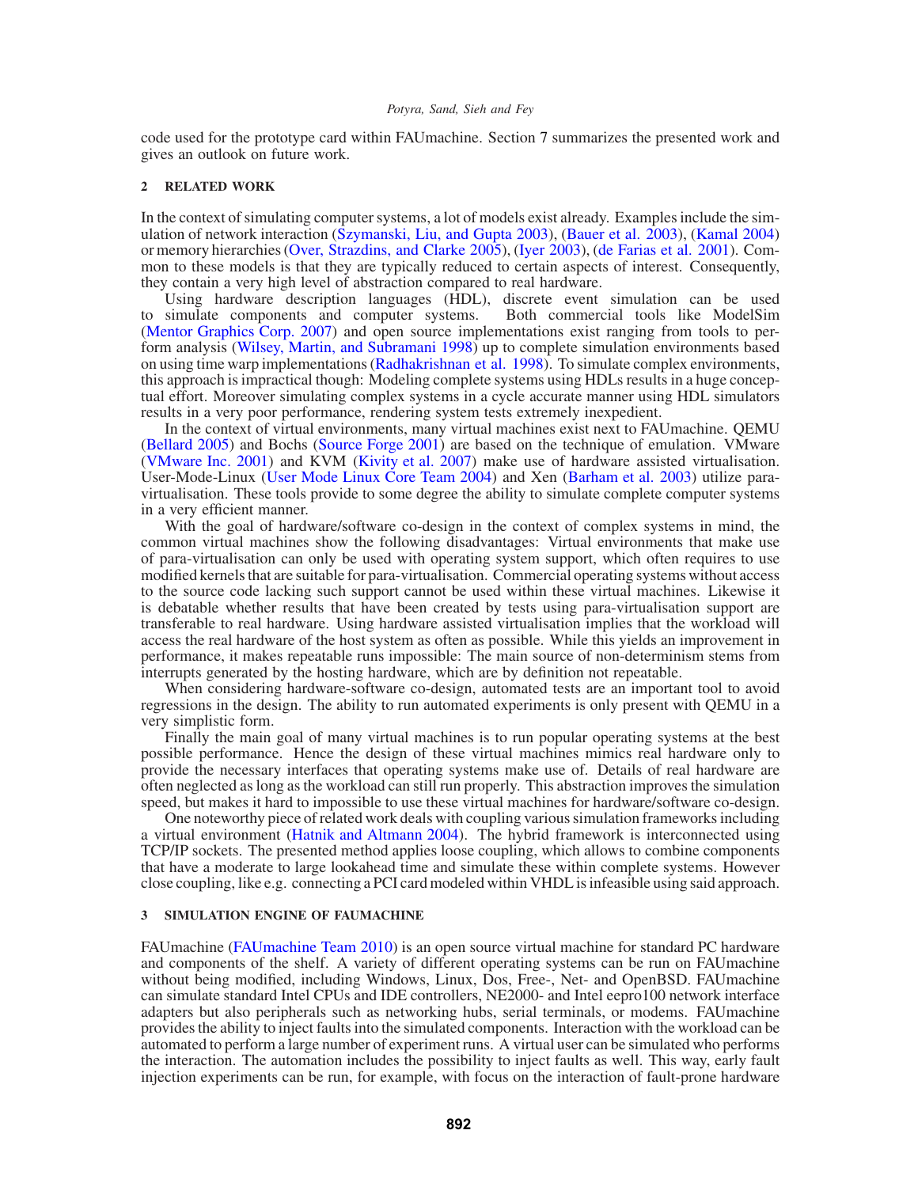code used for the prototype card within FAUmachine. Section 7 summarizes the presented work and gives an outlook on future work.

## 2 RELATED WORK

In the context of simulating computer systems, a lot of models exist already. Examples include the simulation of network interaction (Szymanski, Liu, and Gupta 2003), (Bauer et al. 2003), (Kamal 2004) or memory hierarchies (Over, Strazdins, and Clarke 2005), (Iyer 2003), (de Farias et al. 2001). Common to these models is that they are typically reduced to certain aspects of interest. Consequently, they contain a very high level of abstraction compared to real hardware.

Using hardware description languages (HDL), discrete event simulation can be used to simulate components and computer systems. Both commercial tools like ModelSim (Mentor Graphics Corp. 2007) and open source implementations exist ranging from tools to perform analysis (Wilsey, Martin, and Subramani 1998) up to complete simulation environments based on using time warp implementations (Radhakrishnan et al. 1998). To simulate complex environments, this approach is impractical though: Modeling complete systems using HDLs results in a huge conceptual effort. Moreover simulating complex systems in a cycle accurate manner using HDL simulators results in a very poor performance, rendering system tests extremely inexpedient.

In the context of virtual environments, many virtual machines exist next to FAUmachine. QEMU (Bellard 2005) and Bochs (Source Forge 2001) are based on the technique of emulation. VMware (VMware Inc. 2001) and KVM (Kivity et al. 2007) make use of hardware assisted virtualisation. User-Mode-Linux (User Mode Linux Core Team 2004) and Xen (Barham et al. 2003) utilize para-virtualisation. These tools provide to some degree the ability to simulate complete computer systems in a very efficient manner.

With the goal of hardware/software co-design in the context of complex systems in mind, the common virtual machines show the following disadvantages: Virtual environments that make use of para-virtualisation can only be used with operating system support, which often requires to use modified kernels that are suitable for para-virtualisation. Commercial operating systems without access to the source code lacking such support cannot be used within these virtual machines. Likewise it is debatable whether results that have been created by tests using para-virtualisation support are transferable to real hardware. Using hardware assisted virtualisation implies that the workload will access the real hardware of the host system as often as possible. While this yields an improvement in performance, it makes repeatable runs impossible: The main source of non-determinism stems from interrupts generated by the hosting hardware, which are by definition not repeatable.

When considering hardware-software co-design, automated tests are an important tool to avoid regressions in the design. The ability to run automated experiments is only present with QEMU in a very simplistic form.

Finally the main goal of many virtual machines is to run popular operating systems at the best possible performance. Hence the design of these virtual machines mimics real hardware only to provide the necessary interfaces that operating systems make use of. Details of real hardware are often neglected as long as the workload can still run properly. This abstraction improves the simulation speed, but makes it hard to impossible to use these virtual machines for hardware/software co-design.

One noteworthy piece of related work deals with coupling various simulation frameworks including a virtual environment (Hatnik and Altmann 2004). The hybrid framework is interconnected using TCP/IP sockets. The presented method applies loose coupling, which allows to combine components that have a moderate to large lookahead time and simulate these within complete systems. However close coupling, like e.g. connecting a PCI card modeled within VHDL is infeasible using said approach.

## 3 SIMULATION ENGINE OF FAUMACHINE

FAUmachine (FAUmachine Team 2010) is an open source virtual machine for standard PC hardware and components of the shelf. A variety of different operating systems can be run on FAUmachine without being modified, including Windows, Linux, Dos, Free-, Net- and OpenBSD. FAUmachine can simulate standard Intel CPUs and IDE controllers, NE2000- and Intel eepro100 network interface adapters but also peripherals such as networking hubs, serial terminals, or modems. FAUmachine provides the ability to inject faults into the simulated components. Interaction with the workload can be automated to perform a large number of experiment runs. A virtual user can be simulated who performs the interaction. The automation includes the possibility to inject faults as well. This way, early fault injection experiments can be run, for example, with focus on the interaction of fault-prone hardware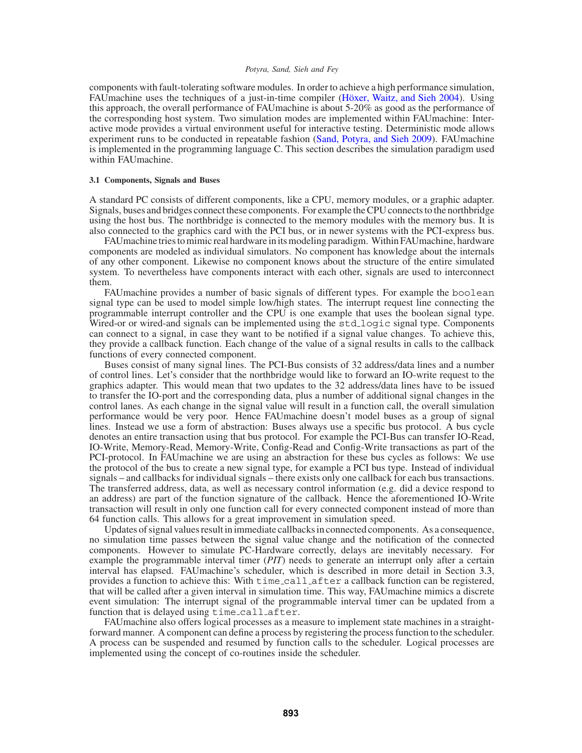components with fault-tolerating software modules. In order to achieve a high performance simulation, FAUmachine uses the techniques of a just-in-time compiler (Höxer, Waitz, and Sieh 2004). Using this approach, the overall performance of FAUmachine is about 5-20% as good as the performance of the corresponding host system. Two simulation modes are implemented within FAUmachine: Interactive mode provides a virtual environment useful for interactive testing. Deterministic mode allows experiment runs to be conducted in repeatable fashion (Sand, Potyra, and Sieh 2009). FAUmachine is implemented in the programming language C. This section describes the simulation paradigm used within FAUmachine.

### 3.1 Components, Signals and Buses

A standard PC consists of different components, like a CPU, memory modules, or a graphic adapter. Signals, buses and bridges connect these components. For example the CPU connects to the northbridge using the host bus. The northbridge is connected to the memory modules with the memory bus. It is also connected to the graphics card with the PCI bus, or in newer systems with the PCI-express bus.

FAUmachine tries to mimic real hardware in its modeling paradigm. Within FAUmachine, hardware components are modeled as individual simulators. No component has knowledge about the internals of any other component. Likewise no component knows about the structure of the entire simulated system. To nevertheless have components interact with each other, signals are used to interconnect them.

FAUmachine provides a number of basic signals of different types. For example the `boolean` signal type can be used to model simple low/high states. The interrupt request line connecting the programmable interrupt controller and the CPU is one example that uses the boolean signal type. Wired-or or wired-and signals can be implemented using the `std_logic` signal type. Components can connect to a signal, in case they want to be notified if a signal value changes. To achieve this, they provide a callback function. Each change of the value of a signal results in calls to the callback functions of every connected component.

Buses consist of many signal lines. The PCI-Bus consists of 32 address/data lines and a number of control lines. Let's consider that the northbridge would like to forward an IO-write request to the graphics adapter. This would mean that two updates to the 32 address/data lines have to be issued to transfer the IO-port and the corresponding data, plus a number of additional signal changes in the control lanes. As each change in the signal value will result in a function call, the overall simulation performance would be very poor. Hence FAUmachine doesn't model buses as a group of signal lines. Instead we use a form of abstraction: Buses always use a specific bus protocol. A bus cycle denotes an entire transaction using that bus protocol. For example the PCI-Bus can transfer IO-Read, IO-Write, Memory-Read, Memory-Write, Config-Read and Config-Write transactions as part of the PCI-protocol. In FAUmachine we are using an abstraction for these bus cycles as follows: We use the protocol of the bus to create a new signal type, for example a PCI bus type. Instead of individual signals – and callbacks for individual signals – there exists only one callback for each bus transactions. The transferred address, data, as well as necessary control information (e.g. did a device respond to an address) are part of the function signature of the callback. Hence the aforementioned IO-Write transaction will result in only one function call for every connected component instead of more than 64 function calls. This allows for a great improvement in simulation speed.

Updates of signal values result in immediate callbacks in connected components. As a consequence, no simulation time passes between the signal value change and the notification of the connected components. However to simulate PC-Hardware correctly, delays are inevitably necessary. For example the programmable interval timer (*PIT*) needs to generate an interrupt only after a certain interval has elapsed. FAUmachine's scheduler, which is described in more detail in Section 3.3, provides a function to achieve this: With `time_call_after` a callback function can be registered, that will be called after a given interval in simulation time. This way, FAUmachine mimics a discrete event simulation: The interrupt signal of the programmable interval timer can be updated from a function that is delayed using `time_call_after`.

FAUmachine also offers logical processes as a measure to implement state machines in a straightforward manner. A component can define a process by registering the process function to the scheduler. A process can be suspended and resumed by function calls to the scheduler. Logical processes are implemented using the concept of co-routines inside the scheduler.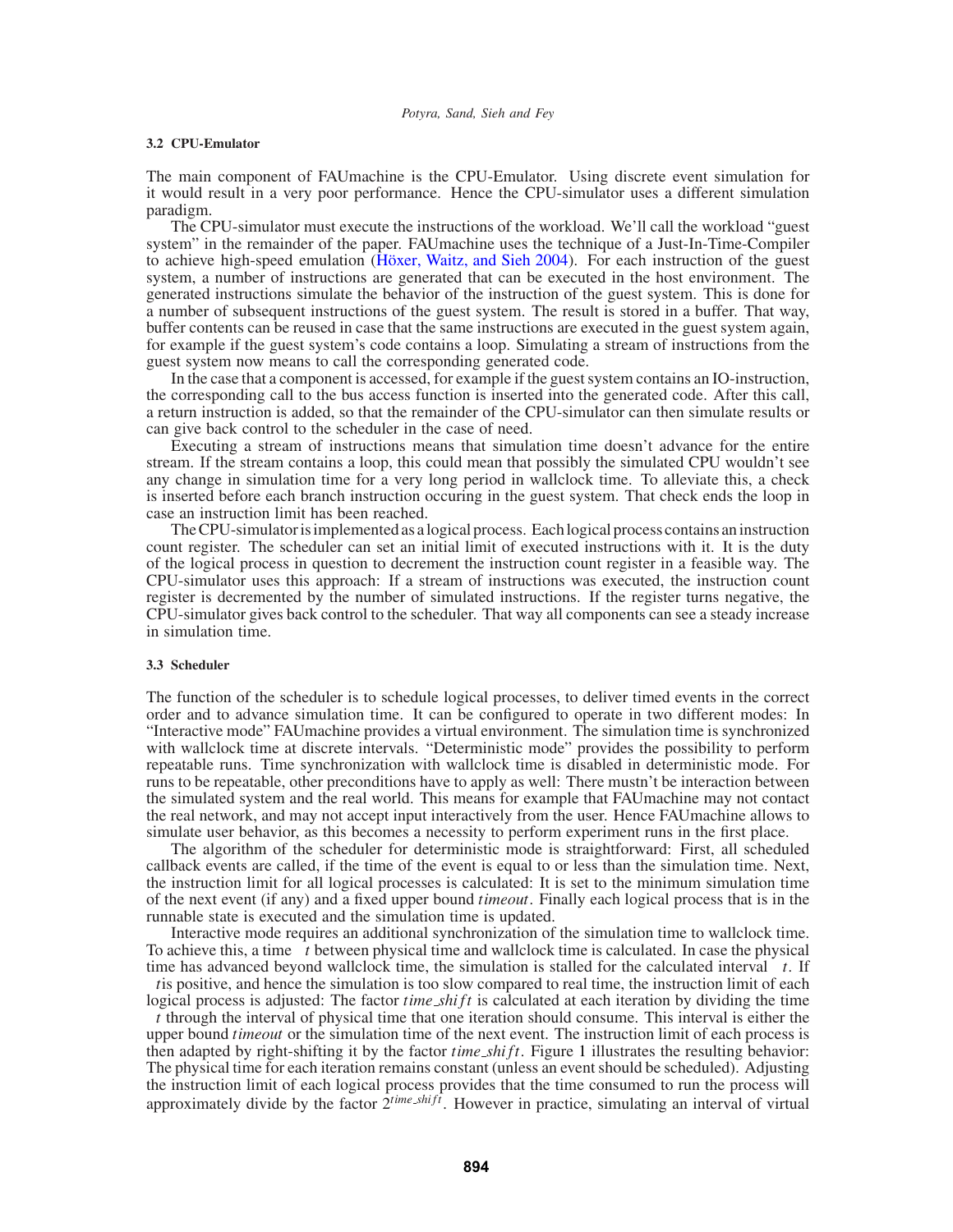### 3.2 CPU-Emulator

The main component of FAUmachine is the CPU-Emulator. Using discrete event simulation for it would result in a very poor performance. Hence the CPU-simulator uses a different simulation paradigm.

The CPU-simulator must execute the instructions of the workload. We'll call the workload "guest system" in the remainder of the paper. FAUmachine uses the technique of a Just-In-Time-Compiler to achieve high-speed emulation (Höxer, Waitz, and Sieh 2004). For each instruction of the guest system, a number of instructions are generated that can be executed in the host environment. The generated instructions simulate the behavior of the instruction of the guest system. This is done for a number of subsequent instructions of the guest system. The result is stored in a buffer. That way, buffer contents can be reused in case that the same instructions are executed in the guest system again, for example if the guest system's code contains a loop. Simulating a stream of instructions from the guest system now means to call the corresponding generated code.

In the case that a component is accessed, for example if the guest system contains an IO-instruction, the corresponding call to the bus access function is inserted into the generated code. After this call, a return instruction is added, so that the remainder of the CPU-simulator can then simulate results or can give back control to the scheduler in the case of need.

Executing a stream of instructions means that simulation time doesn't advance for the entire stream. If the stream contains a loop, this could mean that possibly the simulated CPU wouldn't see any change in simulation time for a very long period in wallclock time. To alleviate this, a check is inserted before each branch instruction occuring in the guest system. That check ends the loop in case an instruction limit has been reached.

The CPU-simulator is implemented as a logical process. Each logical process contains an instruction count register. The scheduler can set an initial limit of executed instructions with it. It is the duty of the logical process in question to decrement the instruction count register in a feasible way. The CPU-simulator uses this approach: If a stream of instructions was executed, the instruction count register is decremented by the number of simulated instructions. If the register turns negative, the CPU-simulator gives back control to the scheduler. That way all components can see a steady increase in simulation time.

### 3.3 Scheduler

The function of the scheduler is to schedule logical processes, to deliver timed events in the correct order and to advance simulation time. It can be configured to operate in two different modes: In "Interactive mode" FAUmachine provides a virtual environment. The simulation time is synchronized with wallclock time at discrete intervals. "Deterministic mode" provides the possibility to perform repeatable runs. Time synchronization with wallclock time is disabled in deterministic mode. For runs to be repeatable, other preconditions have to apply as well: There mustn't be interaction between the simulated system and the real world. This means for example that FAUmachine may not contact the real network, and may not accept input interactively from the user. Hence FAUmachine allows to simulate user behavior, as this becomes a necessity to perform experiment runs in the first place.

The algorithm of the scheduler for deterministic mode is straightforward: First, all scheduled callback events are called, if the time of the event is equal to or less than the simulation time. Next, the instruction limit for all logical processes is calculated: It is set to the minimum simulation time of the next event (if any) and a fixed upper bound *timeout*. Finally each logical process that is in the runnable state is executed and the simulation time is updated.

Interactive mode requires an additional synchronization of the simulation time to wallclock time. To achieve this, a time $\Delta t$ between physical time and wallclock time is calculated. In case the physical time has advanced beyond wallclock time, the simulation is stalled for the calculated interval $\Delta t$. If $\Delta t$ is positive, and hence the simulation is too slow compared to real time, the instruction limit of each logical process is adjusted: The factor $time\_shift$ is calculated at each iteration by dividing the time $\Delta t$ through the interval of physical time that one iteration should consume. This interval is either the upper bound *timeout* or the simulation time of the next event. The instruction limit of each process is then adapted by right-shifting it by the factor $time\_shift$. Figure 1 illustrates the resulting behavior: The physical time for each iteration remains constant (unless an event should be scheduled). Adjusting the instruction limit of each logical process provides that the time consumed to run the process will approximately divide by the factor $2^{time\_shift}$. However in practice, simulating an interval of virtual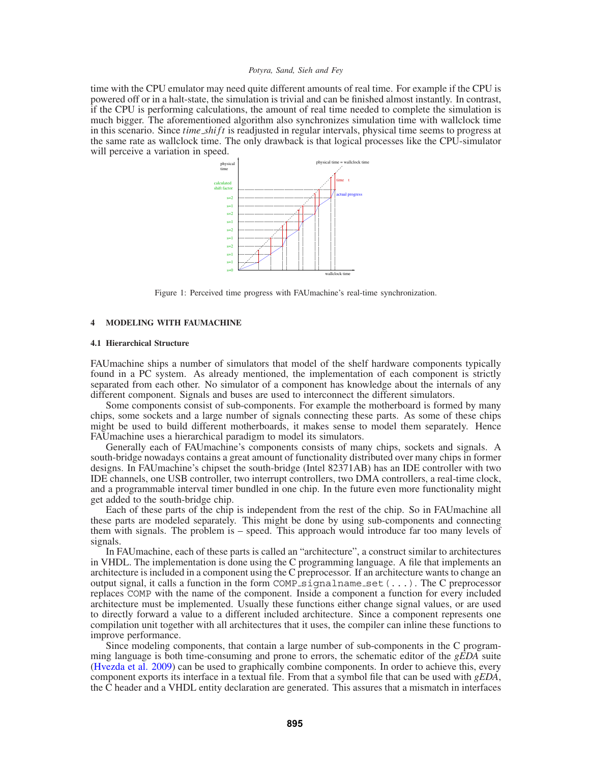time with the CPU emulator may need quite different amounts of real time. For example if the CPU is powered off or in a halt-state, the simulation is trivial and can be finished almost instantly. In contrast, if the CPU is performing calculations, the amount of real time needed to complete the simulation is much bigger. The aforementioned algorithm also synchronizes simulation time with wallclock time in this scenario. Since *time_shift* is readjusted in regular intervals, physical time seems to progress at the same rate as wallclock time. The only drawback is that logical processes like the CPU-simulator will perceive a variation in speed.

physical time

physical time = wallclock time

calculated shift factor

time t

actual progress

s=2
s=1
s=2
s=1
s=2
s=1
s=2
s=1
s=1
s=0

wallclock time

Figure 1: Perceived time progress with FAUmachine's real-time synchronization.

## 4 MODELING WITH FAUMACHINE

### 4.1 Hierarchical Structure

FAUmachine ships a number of simulators that model of the shelf hardware components typically found in a PC system. As already mentioned, the implementation of each component is strictly separated from each other. No simulator of a component has knowledge about the internals of any different component. Signals and buses are used to interconnect the different simulators.

Some components consist of sub-components. For example the motherboard is formed by many chips, some sockets and a large number of signals connecting these parts. As some of these chips might be used to build different motherboards, it makes sense to model them separately. Hence FAUmachine uses a hierarchical paradigm to model its simulators.

Generally each of FAUmachine's components consists of many chips, sockets and signals. A south-bridge nowadays contains a great amount of functionality distributed over many chips in former designs. In FAUmachine's chipset the south-bridge (Intel 82371AB) has an IDE controller with two IDE channels, one USB controller, two interrupt controllers, two DMA controllers, a real-time clock, and a programmable interval timer bundled in one chip. In the future even more functionality might get added to the south-bridge chip.

Each of these parts of the chip is independent from the rest of the chip. So in FAUmachine all these parts are modeled separately. This might be done by using sub-components and connecting them with signals. The problem is – speed. This approach would introduce far too many levels of signals.

In FAUmachine, each of these parts is called an "architecture", a construct similar to architectures in VHDL. The implementation is done using the C programming language. A file that implements an architecture is included in a component using the C preprocessor. If an architecture wants to change an output signal, it calls a function in the form `COMP_signalname_set(...)`. The C preprocessor replaces `COMP` with the name of the component. Inside a component a function for every included architecture must be implemented. Usually these functions either change signal values, or are used to directly forward a value to a different included architecture. Since a component represents one compilation unit together with all architectures that it uses, the compiler can inline these functions to improve performance.

Since modeling components, that contain a large number of sub-components in the C programming language is both time-consuming and prone to errors, the schematic editor of the *gEDA* suite (Hvezda et al. 2009) can be used to graphically combine components. In order to achieve this, every component exports its interface in a textual file. From that a symbol file that can be used with *gEDA*, the C header and a VHDL entity declaration are generated. This assures that a mismatch in interfaces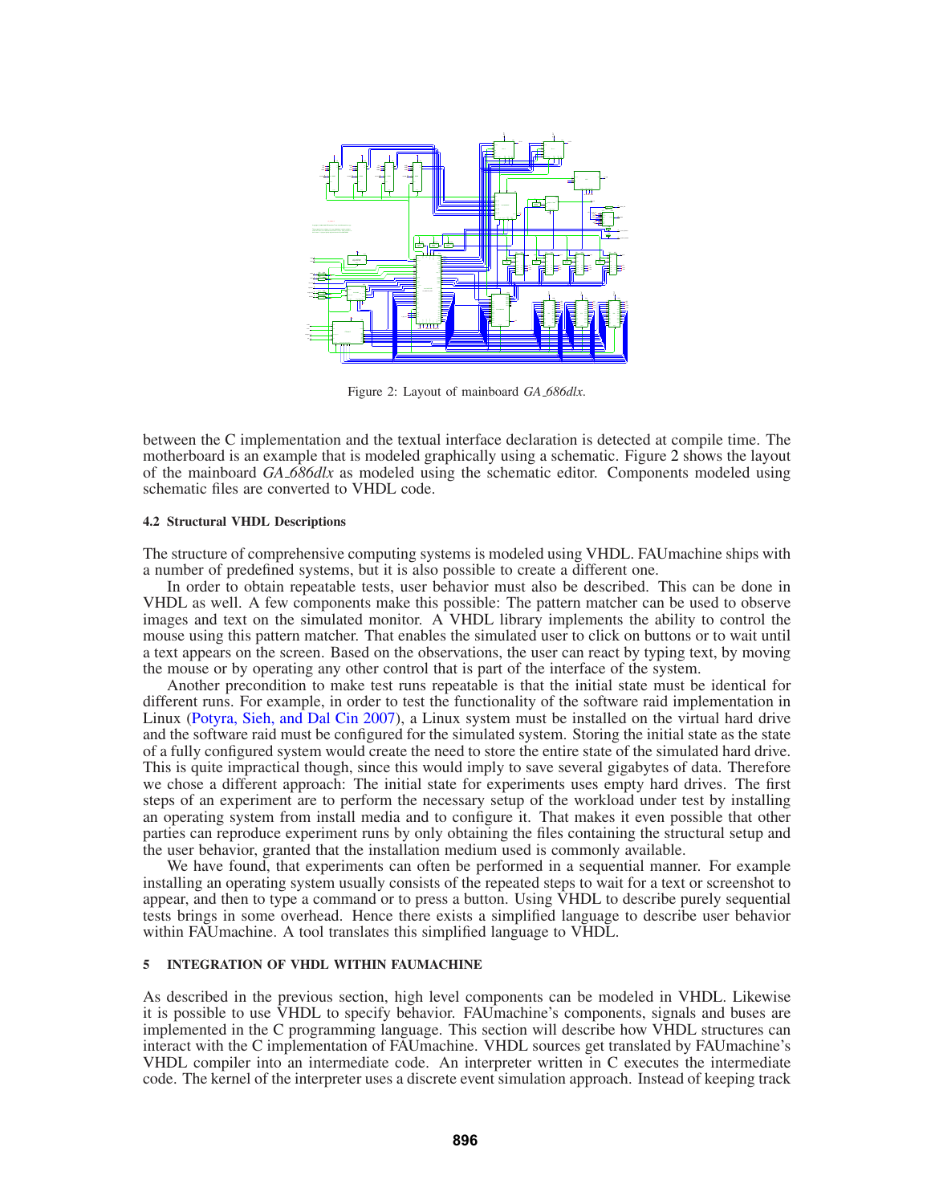Figure 2: Layout of mainboard *GA_686dlx*.

between the C implementation and the textual interface declaration is detected at compile time. The motherboard is an example that is modeled graphically using a schematic. Figure 2 shows the layout of the mainboard *GA_686dlx* as modeled using the schematic editor. Components modeled using schematic files are converted to VHDL code.

### 4.2 Structural VHDL Descriptions

The structure of comprehensive computing systems is modeled using VHDL. FAUmachine ships with a number of predefined systems, but it is also possible to create a different one.

In order to obtain repeatable tests, user behavior must also be described. This can be done in VHDL as well. A few components make this possible: The pattern matcher can be used to observe images and text on the simulated monitor. A VHDL library implements the ability to control the mouse using this pattern matcher. That enables the simulated user to click on buttons or to wait until a text appears on the screen. Based on the observations, the user can react by typing text, by moving the mouse or by operating any other control that is part of the interface of the system.

Another precondition to make test runs repeatable is that the initial state must be identical for different runs. For example, in order to test the functionality of the software raid implementation in Linux (Potyra, Sieh, and Dal Cin 2007), a Linux system must be installed on the virtual hard drive and the software raid must be configured for the simulated system. Storing the initial state as the state of a fully configured system would create the need to store the entire state of the simulated hard drive. This is quite impractical though, since this would imply to save several gigabytes of data. Therefore we chose a different approach: The initial state for experiments uses empty hard drives. The first steps of an experiment are to perform the necessary setup of the workload under test by installing an operating system from install media and to configure it. That makes it even possible that other parties can reproduce experiment runs by only obtaining the files containing the structural setup and the user behavior, granted that the installation medium used is commonly available.

We have found, that experiments can often be performed in a sequential manner. For example installing an operating system usually consists of the repeated steps to wait for a text or screenshot to appear, and then to type a command or to press a button. Using VHDL to describe purely sequential tests brings in some overhead. Hence there exists a simplified language to describe user behavior within FAUmachine. A tool translates this simplified language to VHDL.

## 5 INTEGRATION OF VHDL WITHIN FAUMACHINE

As described in the previous section, high level components can be modeled in VHDL. Likewise it is possible to use VHDL to specify behavior. FAUmachine's components, signals and buses are implemented in the C programming language. This section will describe how VHDL structures can interact with the C implementation of FAUmachine. VHDL sources get translated by FAUmachine's VHDL compiler into an intermediate code. An interpreter written in C executes the intermediate code. The kernel of the interpreter uses a discrete event simulation approach. Instead of keeping track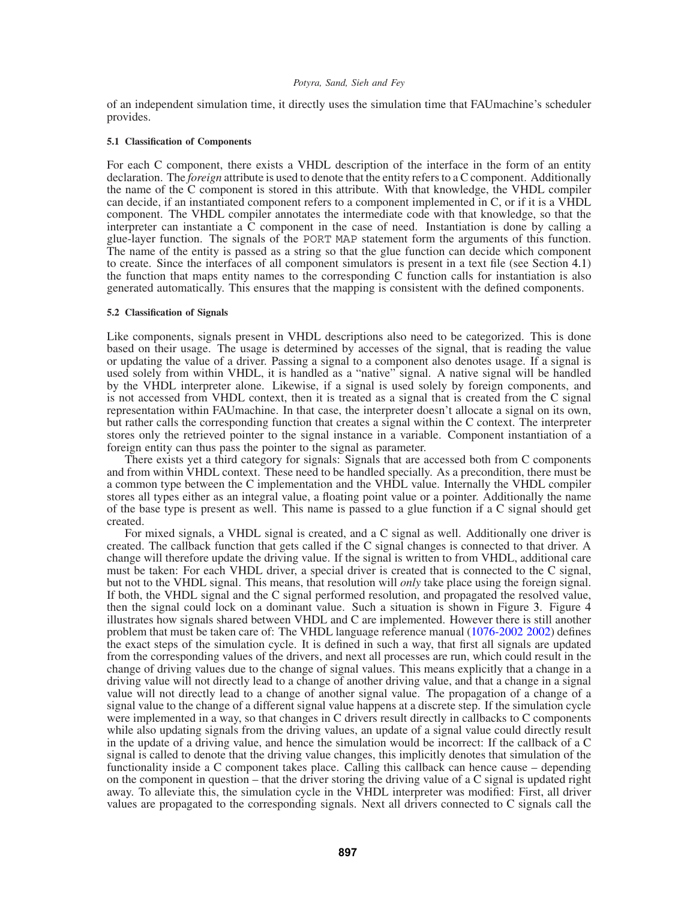of an independent simulation time, it directly uses the simulation time that FAUmachine's scheduler provides.

### 5.1 Classification of Components

For each C component, there exists a VHDL description of the interface in the form of an entity declaration. The *foreign* attribute is used to denote that the entity refers to a C component. Additionally the name of the C component is stored in this attribute. With that knowledge, the VHDL compiler can decide, if an instantiated component refers to a component implemented in C, or if it is a VHDL component. The VHDL compiler annotates the intermediate code with that knowledge, so that the interpreter can instantiate a C component in the case of need. Instantiation is done by calling a glue-layer function. The signals of the PORT MAP statement form the arguments of this function. The name of the entity is passed as a string so that the glue function can decide which component to create. Since the interfaces of all component simulators is present in a text file (see Section 4.1) the function that maps entity names to the corresponding C function calls for instantiation is also generated automatically. This ensures that the mapping is consistent with the defined components.

### 5.2 Classification of Signals

Like components, signals present in VHDL descriptions also need to be categorized. This is done based on their usage. The usage is determined by accesses of the signal, that is reading the value or updating the value of a driver. Passing a signal to a component also denotes usage. If a signal is used solely from within VHDL, it is handled as a "native" signal. A native signal will be handled by the VHDL interpreter alone. Likewise, if a signal is used solely by foreign components, and is not accessed from VHDL context, then it is treated as a signal that is created from the C signal representation within FAUmachine. In that case, the interpreter doesn't allocate a signal on its own, but rather calls the corresponding function that creates a signal within the C context. The interpreter stores only the retrieved pointer to the signal instance in a variable. Component instantiation of a foreign entity can thus pass the pointer to the signal as parameter.

There exists yet a third category for signals: Signals that are accessed both from C components and from within VHDL context. These need to be handled specially. As a precondition, there must be a common type between the C implementation and the VHDL value. Internally the VHDL compiler stores all types either as an integral value, a floating point value or a pointer. Additionally the name of the base type is present as well. This name is passed to a glue function if a C signal should get created.

For mixed signals, a VHDL signal is created, and a C signal as well. Additionally one driver is created. The callback function that gets called if the C signal changes is connected to that driver. A change will therefore update the driving value. If the signal is written to from VHDL, additional care must be taken: For each VHDL driver, a special driver is created that is connected to the C signal, but not to the VHDL signal. This means, that resolution will *only* take place using the foreign signal. If both, the VHDL signal and the C signal performed resolution, and propagated the resolved value, then the signal could lock on a dominant value. Such a situation is shown in Figure 3. Figure 4 illustrates how signals shared between VHDL and C are implemented. However there is still another problem that must be taken care of: The VHDL language reference manual (1076-2002 2002) defines the exact steps of the simulation cycle. It is defined in such a way, that first all signals are updated from the corresponding values of the drivers, and next all processes are run, which could result in the change of driving values due to the change of signal values. This means explicitly that a change in a driving value will not directly lead to a change of another driving value, and that a change in a signal value will not directly lead to a change of another signal value. The propagation of a change of a signal value to the change of a different signal value happens at a discrete step. If the simulation cycle were implemented in a way, so that changes in C drivers result directly in callbacks to C components while also updating signals from the driving values, an update of a signal value could directly result in the update of a driving value, and hence the simulation would be incorrect: If the callback of a C signal is called to denote that the driving value changes, this implicitly denotes that simulation of the functionality inside a C component takes place. Calling this callback can hence cause – depending on the component in question – that the driver storing the driving value of a C signal is updated right away. To alleviate this, the simulation cycle in the VHDL interpreter was modified: First, all driver values are propagated to the corresponding signals. Next all drivers connected to C signals call the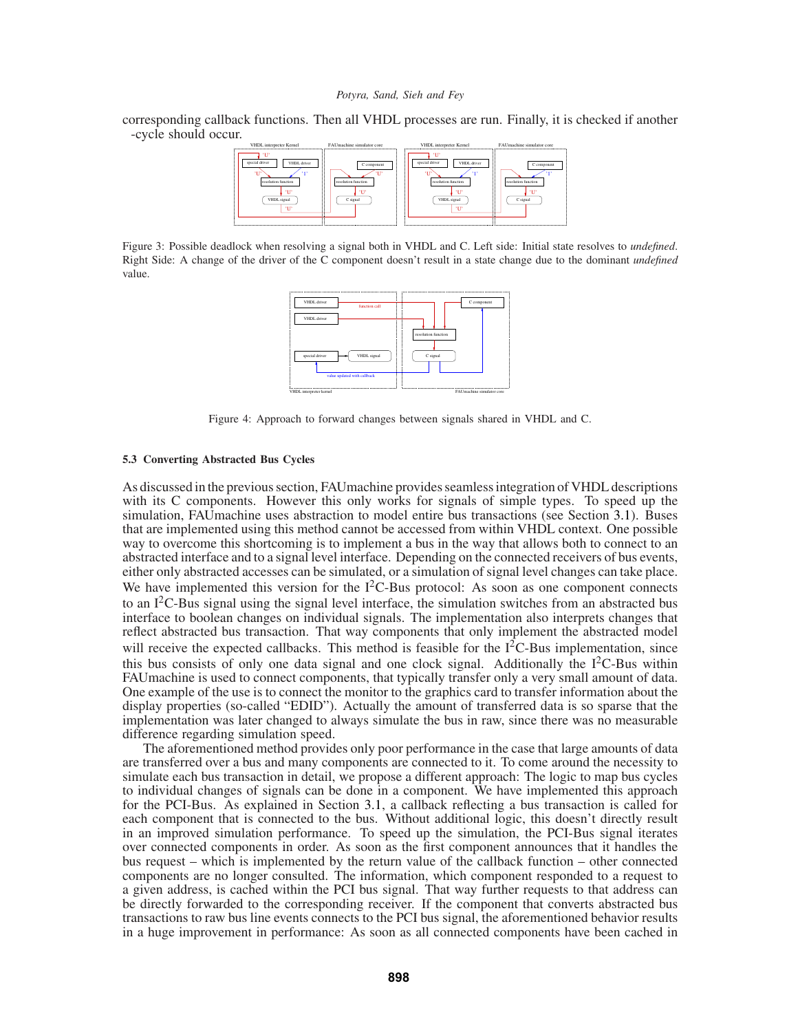corresponding callback functions. Then all VHDL processes are run. Finally, it is checked if another δ-cycle should occur.

VHDL interpreter Kernel
FAUmachine simulator core
special driver
VHDL driver
C component
resolution function
resolution function
VHDL signal
C signal
'U'
'1'

Figure 3: Possible deadlock when resolving a signal both in VHDL and C. Left side: Initial state resolves to *undefined*. Right Side: A change of the driver of the C component doesn't result in a state change due to the dominant *undefined* value.

VHDL driver
VHDL driver
function call
C component
resolution function
special driver
VHDL signal
C signal
value updated with callback
VHDL interpreter kernel
FAUmachine simulator core

Figure 4: Approach to forward changes between signals shared in VHDL and C.

### 5.3 Converting Abstracted Bus Cycles

As discussed in the previous section, FAUmachine provides seamless integration of VHDL descriptions with its C components. However this only works for signals of simple types. To speed up the simulation, FAUmachine uses abstraction to model entire bus transactions (see Section 3.1). Buses that are implemented using this method cannot be accessed from within VHDL context. One possible way to overcome this shortcoming is to implement a bus in the way that allows both to connect to an abstracted interface and to a signal level interface. Depending on the connected receivers of bus events, either only abstracted accesses can be simulated, or a simulation of signal level changes can take place. We have implemented this version for the I$^2$C-Bus protocol: As soon as one component connects to an I$^2$C-Bus signal using the signal level interface, the simulation switches from an abstracted bus interface to boolean changes on individual signals. The implementation also interprets changes that reflect abstracted bus transaction. That way components that only implement the abstracted model will receive the expected callbacks. This method is feasible for the I$^2$C-Bus implementation, since this bus consists of only one data signal and one clock signal. Additionally the I$^2$C-Bus within FAUmachine is used to connect components, that typically transfer only a very small amount of data. One example of the use is to connect the monitor to the graphics card to transfer information about the display properties (so-called "EDID"). Actually the amount of transferred data is so sparse that the implementation was later changed to always simulate the bus in raw, since there was no measurable difference regarding simulation speed.

The aforementioned method provides only poor performance in the case that large amounts of data are transferred over a bus and many components are connected to it. To come around the necessity to simulate each bus transaction in detail, we propose a different approach: The logic to map bus cycles to individual changes of signals can be done in a component. We have implemented this approach for the PCI-Bus. As explained in Section 3.1, a callback reflecting a bus transaction is called for each component that is connected to the bus. Without additional logic, this doesn't directly result in an improved simulation performance. To speed up the simulation, the PCI-Bus signal iterates over connected components in order. As soon as the first component announces that it handles the bus request – which is implemented by the return value of the callback function – other connected components are no longer consulted. The information, which component responded to a request to a given address, is cached within the PCI bus signal. That way further requests to that address can be directly forwarded to the corresponding receiver. If the component that converts abstracted bus transactions to raw bus line events connects to the PCI bus signal, the aforementioned behavior results in a huge improvement in performance: As soon as all connected components have been cached in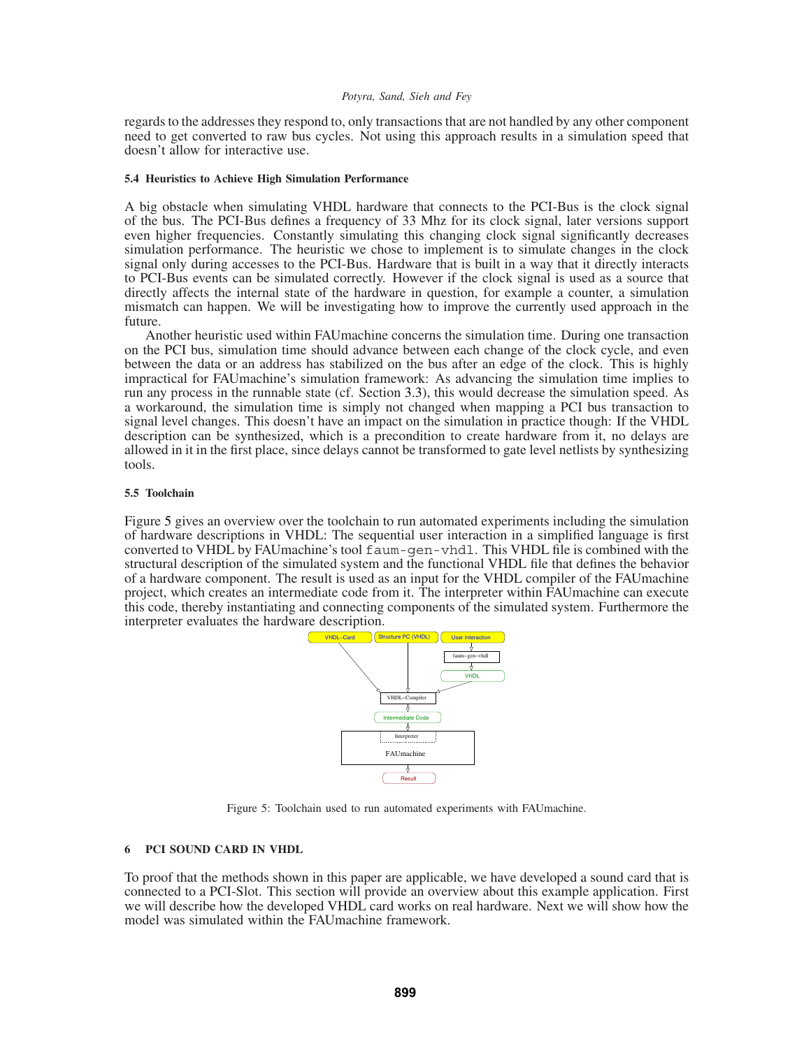regards to the addresses they respond to, only transactions that are not handled by any other component need to get converted to raw bus cycles. Not using this approach results in a simulation speed that doesn't allow for interactive use.

#### 5.4 Heuristics to Achieve High Simulation Performance

A big obstacle when simulating VHDL hardware that connects to the PCI-Bus is the clock signal of the bus. The PCI-Bus defines a frequency of 33 Mhz for its clock signal, later versions support even higher frequencies. Constantly simulating this changing clock signal significantly decreases simulation performance. The heuristic we chose to implement is to simulate changes in the clock signal only during accesses to the PCI-Bus. Hardware that is built in a way that it directly interacts to PCI-Bus events can be simulated correctly. However if the clock signal is used as a source that directly affects the internal state of the hardware in question, for example a counter, a simulation mismatch can happen. We will be investigating how to improve the currently used approach in the future.

Another heuristic used within FAUmachine concerns the simulation time. During one transaction on the PCI bus, simulation time should advance between each change of the clock cycle, and even between the data or an address has stabilized on the bus after an edge of the clock. This is highly impractical for FAUmachine's simulation framework: As advancing the simulation time implies to run any process in the runnable state (cf. Section 3.3), this would decrease the simulation speed. As a workaround, the simulation time is simply not changed when mapping a PCI bus transaction to signal level changes. This doesn't have an impact on the simulation in practice though: If the VHDL description can be synthesized, which is a precondition to create hardware from it, no delays are allowed in it in the first place, since delays cannot be transformed to gate level netlists by synthesizing tools.

#### 5.5 Toolchain

Figure 5 gives an overview over the toolchain to run automated experiments including the simulation of hardware descriptions in VHDL: The sequential user interaction in a simplified language is first converted to VHDL by FAUmachine's tool `faum-gen-vhdl`. This VHDL file is combined with the structural description of the simulated system and the functional VHDL file that defines the behavior of a hardware component. The result is used as an input for the VHDL compiler of the FAUmachine project, which creates an intermediate code from it. The interpreter within FAUmachine can execute this code, thereby instantiating and connecting components of the simulated system. Furthermore the interpreter evaluates the hardware description.

VHDL–Card | Structure PC (VHDL) | User Interaction → faum–gen–vhdl → VHDL → VHDL–Compiler → Intermediate Code → Interpreter / FAUmachine → Result

Figure 5: Toolchain used to run automated experiments with FAUmachine.

## 6 PCI SOUND CARD IN VHDL

To proof that the methods shown in this paper are applicable, we have developed a sound card that is connected to a PCI-Slot. This section will provide an overview about this example application. First we will describe how the developed VHDL card works on real hardware. Next we will show how the model was simulated within the FAUmachine framework.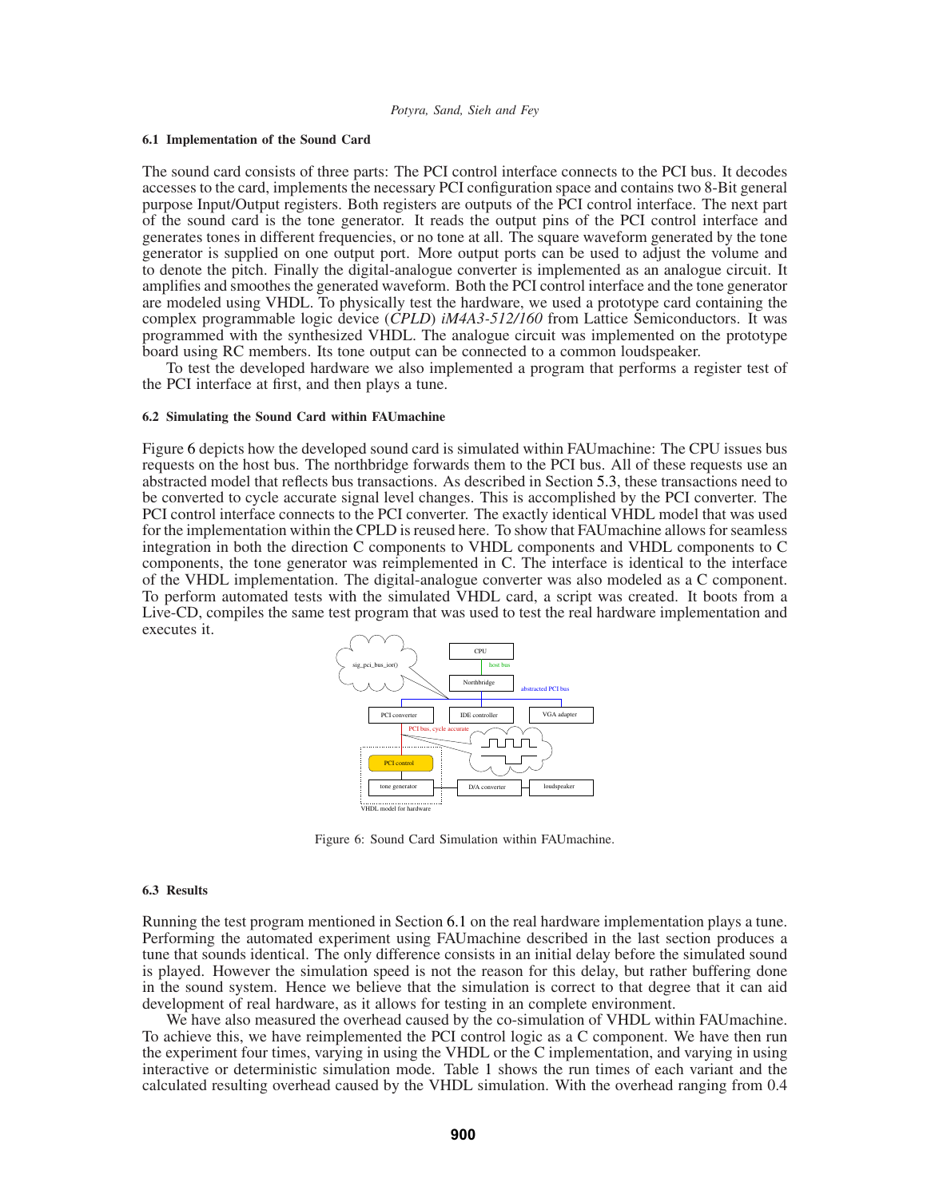### 6.1 Implementation of the Sound Card

The sound card consists of three parts: The PCI control interface connects to the PCI bus. It decodes accesses to the card, implements the necessary PCI configuration space and contains two 8-Bit general purpose Input/Output registers. Both registers are outputs of the PCI control interface. The next part of the sound card is the tone generator. It reads the output pins of the PCI control interface and generates tones in different frequencies, or no tone at all. The square waveform generated by the tone generator is supplied on one output port. More output ports can be used to adjust the volume and to denote the pitch. Finally the digital-analogue converter is implemented as an analogue circuit. It amplifies and smoothes the generated waveform. Both the PCI control interface and the tone generator are modeled using VHDL. To physically test the hardware, we used a prototype card containing the complex programmable logic device (*CPLD*) *iM4A3-512/160* from Lattice Semiconductors. It was programmed with the synthesized VHDL. The analogue circuit was implemented on the prototype board using RC members. Its tone output can be connected to a common loudspeaker.

To test the developed hardware we also implemented a program that performs a register test of the PCI interface at first, and then plays a tune.

### 6.2 Simulating the Sound Card within FAUmachine

Figure 6 depicts how the developed sound card is simulated within FAUmachine: The CPU issues bus requests on the host bus. The northbridge forwards them to the PCI bus. All of these requests use an abstracted model that reflects bus transactions. As described in Section 5.3, these transactions need to be converted to cycle accurate signal level changes. This is accomplished by the PCI converter. The PCI control interface connects to the PCI converter. The exactly identical VHDL model that was used for the implementation within the CPLD is reused here. To show that FAUmachine allows for seamless integration in both the direction C components to VHDL components and VHDL components to C components, the tone generator was reimplemented in C. The interface is identical to the interface of the VHDL implementation. The digital-analogue converter was also modeled as a C component. To perform automated tests with the simulated VHDL card, a script was created. It boots from a Live-CD, compiles the same test program that was used to test the real hardware implementation and executes it.

Figure 6: Sound Card Simulation within FAUmachine.

### 6.3 Results

Running the test program mentioned in Section 6.1 on the real hardware implementation plays a tune. Performing the automated experiment using FAUmachine described in the last section produces a tune that sounds identical. The only difference consists in an initial delay before the simulated sound is played. However the simulation speed is not the reason for this delay, but rather buffering done in the sound system. Hence we believe that the simulation is correct to that degree that it can aid development of real hardware, as it allows for testing in an complete environment.

We have also measured the overhead caused by the co-simulation of VHDL within FAUmachine. To achieve this, we have reimplemented the PCI control logic as a C component. We have then run the experiment four times, varying in using the VHDL or the C implementation, and varying in using interactive or deterministic simulation mode. Table 1 shows the run times of each variant and the calculated resulting overhead caused by the VHDL simulation. With the overhead ranging from 0.4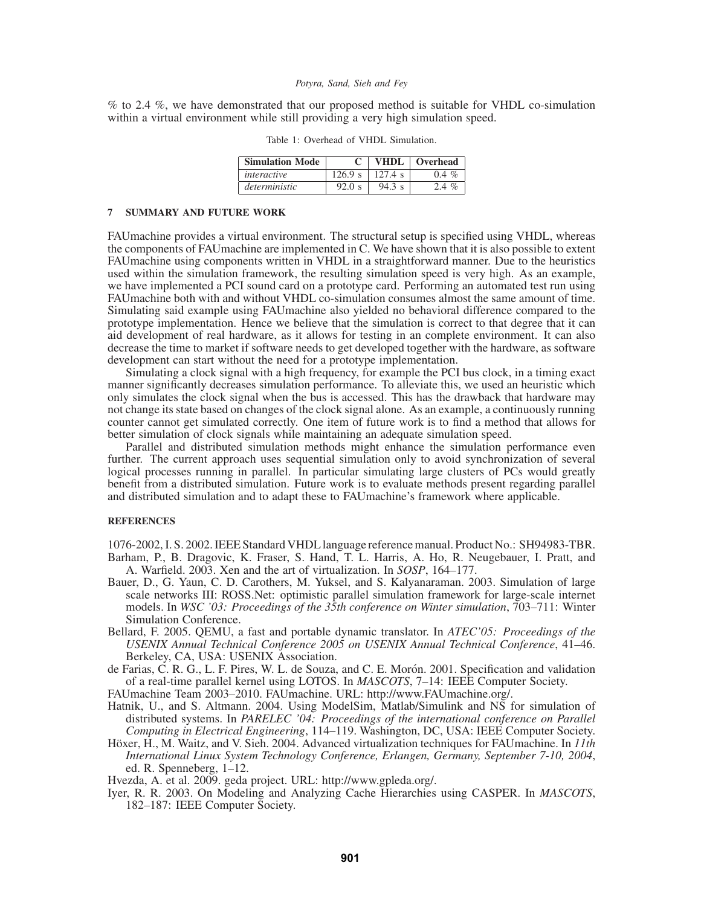% to 2.4 %, we have demonstrated that our proposed method is suitable for VHDL co-simulation within a virtual environment while still providing a very high simulation speed.

Table 1: Overhead of VHDL Simulation.

| Simulation Mode | C | VHDL | Overhead |
|---|---|---|---|
| *interactive* | 126.9 s | 127.4 s | 0.4 % |
| *deterministic* | 92.0 s | 94.3 s | 2.4 % |

## 7 SUMMARY AND FUTURE WORK

FAUmachine provides a virtual environment. The structural setup is specified using VHDL, whereas the components of FAUmachine are implemented in C. We have shown that it is also possible to extent FAUmachine using components written in VHDL in a straightforward manner. Due to the heuristics used within the simulation framework, the resulting simulation speed is very high. As an example, we have implemented a PCI sound card on a prototype card. Performing an automated test run using FAUmachine both with and without VHDL co-simulation consumes almost the same amount of time. Simulating said example using FAUmachine also yielded no behavioral difference compared to the prototype implementation. Hence we believe that the simulation is correct to that degree that it can aid development of real hardware, as it allows for testing in an complete environment. It can also decrease the time to market if software needs to get developed together with the hardware, as software development can start without the need for a prototype implementation.

Simulating a clock signal with a high frequency, for example the PCI bus clock, in a timing exact manner significantly decreases simulation performance. To alleviate this, we used an heuristic which only simulates the clock signal when the bus is accessed. This has the drawback that hardware may not change its state based on changes of the clock signal alone. As an example, a continuously running counter cannot get simulated correctly. One item of future work is to find a method that allows for better simulation of clock signals while maintaining an adequate simulation speed.

Parallel and distributed simulation methods might enhance the simulation performance even further. The current approach uses sequential simulation only to avoid synchronization of several logical processes running in parallel. In particular simulating large clusters of PCs would greatly benefit from a distributed simulation. Future work is to evaluate methods present regarding parallel and distributed simulation and to adapt these to FAUmachine's framework where applicable.

## REFERENCES

1076-2002, I. S. 2002. IEEE Standard VHDL language reference manual. Product No.: SH94983-TBR.

Barham, P., B. Dragovic, K. Fraser, S. Hand, T. L. Harris, A. Ho, R. Neugebauer, I. Pratt, and A. Warfield. 2003. Xen and the art of virtualization. In *SOSP*, 164–177.

Bauer, D., G. Yaun, C. D. Carothers, M. Yuksel, and S. Kalyanaraman. 2003. Simulation of large scale networks III: ROSS.Net: optimistic parallel simulation framework for large-scale internet models. In *WSC '03: Proceedings of the 35th conference on Winter simulation*, 703–711: Winter Simulation Conference.

Bellard, F. 2005. QEMU, a fast and portable dynamic translator. In *ATEC'05: Proceedings of the USENIX Annual Technical Conference 2005 on USENIX Annual Technical Conference*, 41–46. Berkeley, CA, USA: USENIX Association.

de Farias, C. R. G., L. F. Pires, W. L. de Souza, and C. E. Morón. 2001. Specification and validation of a real-time parallel kernel using LOTOS. In *MASCOTS*, 7–14: IEEE Computer Society.

FAUmachine Team 2003–2010. FAUmachine. URL: http://www.FAUmachine.org/.

Hatnik, U., and S. Altmann. 2004. Using ModelSim, Matlab/Simulink and NS for simulation of distributed systems. In *PARELEC '04: Proceedings of the international conference on Parallel Computing in Electrical Engineering*, 114–119. Washington, DC, USA: IEEE Computer Society.

Höxer, H., M. Waitz, and V. Sieh. 2004. Advanced virtualization techniques for FAUmachine. In *11th International Linux System Technology Conference, Erlangen, Germany, September 7-10, 2004*, ed. R. Spenneberg, 1–12.

Hvezda, A. et al. 2009. geda project. URL: http://www.gpleda.org/.

Iyer, R. R. 2003. On Modeling and Analyzing Cache Hierarchies using CASPER. In *MASCOTS*, 182–187: IEEE Computer Society.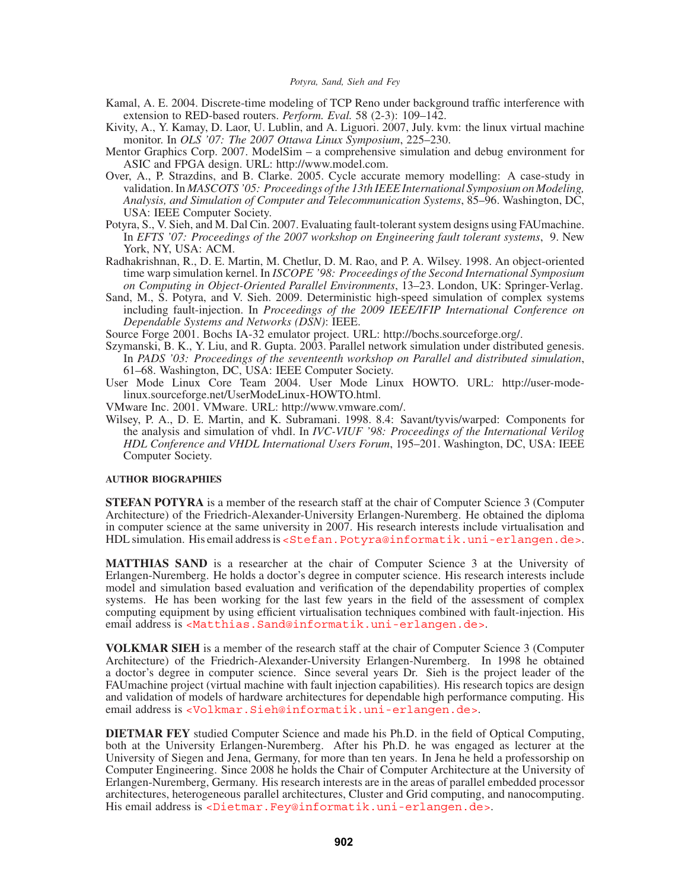Kamal, A. E. 2004. Discrete-time modeling of TCP Reno under background traffic interference with extension to RED-based routers. *Perform. Eval.* 58 (2-3): 109–142.

Kivity, A., Y. Kamay, D. Laor, U. Lublin, and A. Liguori. 2007, July. kvm: the linux virtual machine monitor. In *OLS '07: The 2007 Ottawa Linux Symposium*, 225–230.

Mentor Graphics Corp. 2007. ModelSim – a comprehensive simulation and debug environment for ASIC and FPGA design. URL: http://www.model.com.

Over, A., P. Strazdins, and B. Clarke. 2005. Cycle accurate memory modelling: A case-study in validation. In *MASCOTS '05: Proceedings of the 13th IEEE International Symposium on Modeling, Analysis, and Simulation of Computer and Telecommunication Systems*, 85–96. Washington, DC, USA: IEEE Computer Society.

Potyra, S., V. Sieh, and M. Dal Cin. 2007. Evaluating fault-tolerant system designs using FAUmachine. In *EFTS '07: Proceedings of the 2007 workshop on Engineering fault tolerant systems*, 9. New York, NY, USA: ACM.

Radhakrishnan, R., D. E. Martin, M. Chetlur, D. M. Rao, and P. A. Wilsey. 1998. An object-oriented time warp simulation kernel. In *ISCOPE '98: Proceedings of the Second International Symposium on Computing in Object-Oriented Parallel Environments*, 13–23. London, UK: Springer-Verlag.

Sand, M., S. Potyra, and V. Sieh. 2009. Deterministic high-speed simulation of complex systems including fault-injection. In *Proceedings of the 2009 IEEE/IFIP International Conference on Dependable Systems and Networks (DSN)*: IEEE.

Source Forge 2001. Bochs IA-32 emulator project. URL: http://bochs.sourceforge.org/.

Szymanski, B. K., Y. Liu, and R. Gupta. 2003. Parallel network simulation under distributed genesis. In *PADS '03: Proceedings of the seventeenth workshop on Parallel and distributed simulation*, 61–68. Washington, DC, USA: IEEE Computer Society.

User Mode Linux Core Team 2004. User Mode Linux HOWTO. URL: http://user-mode-linux.sourceforge.net/UserModeLinux-HOWTO.html.

VMware Inc. 2001. VMware. URL: http://www.vmware.com/.

Wilsey, P. A., D. E. Martin, and K. Subramani. 1998. 8.4: Savant/tyvis/warped: Components for the analysis and simulation of vhdl. In *IVC-VIUF '98: Proceedings of the International Verilog HDL Conference and VHDL International Users Forum*, 195–201. Washington, DC, USA: IEEE Computer Society.

## AUTHOR BIOGRAPHIES

**STEFAN POTYRA** is a member of the research staff at the chair of Computer Science 3 (Computer Architecture) of the Friedrich-Alexander-University Erlangen-Nuremberg. He obtained the diploma in computer science at the same university in 2007. His research interests include virtualisation and HDL simulation. His email address is <Stefan.Potyra@informatik.uni-erlangen.de>.

**MATTHIAS SAND** is a researcher at the chair of Computer Science 3 at the University of Erlangen-Nuremberg. He holds a doctor's degree in computer science. His research interests include model and simulation based evaluation and verification of the dependability properties of complex systems. He has been working for the last few years in the field of the assessment of complex computing equipment by using efficient virtualisation techniques combined with fault-injection. His email address is <Matthias.Sand@informatik.uni-erlangen.de>.

**VOLKMAR SIEH** is a member of the research staff at the chair of Computer Science 3 (Computer Architecture) of the Friedrich-Alexander-University Erlangen-Nuremberg. In 1998 he obtained a doctor's degree in computer science. Since several years Dr. Sieh is the project leader of the FAUmachine project (virtual machine with fault injection capabilities). His research topics are design and validation of models of hardware architectures for dependable high performance computing. His email address is <Volkmar.Sieh@informatik.uni-erlangen.de>.

**DIETMAR FEY** studied Computer Science and made his Ph.D. in the field of Optical Computing, both at the University Erlangen-Nuremberg. After his Ph.D. he was engaged as lecturer at the University of Siegen and Jena, Germany, for more than ten years. In Jena he held a professorship on Computer Engineering. Since 2008 he holds the Chair of Computer Architecture at the University of Erlangen-Nuremberg, Germany. His research interests are in the areas of parallel embedded processor architectures, heterogeneous parallel architectures, Cluster and Grid computing, and nanocomputing. His email address is <Dietmar.Fey@informatik.uni-erlangen.de>.